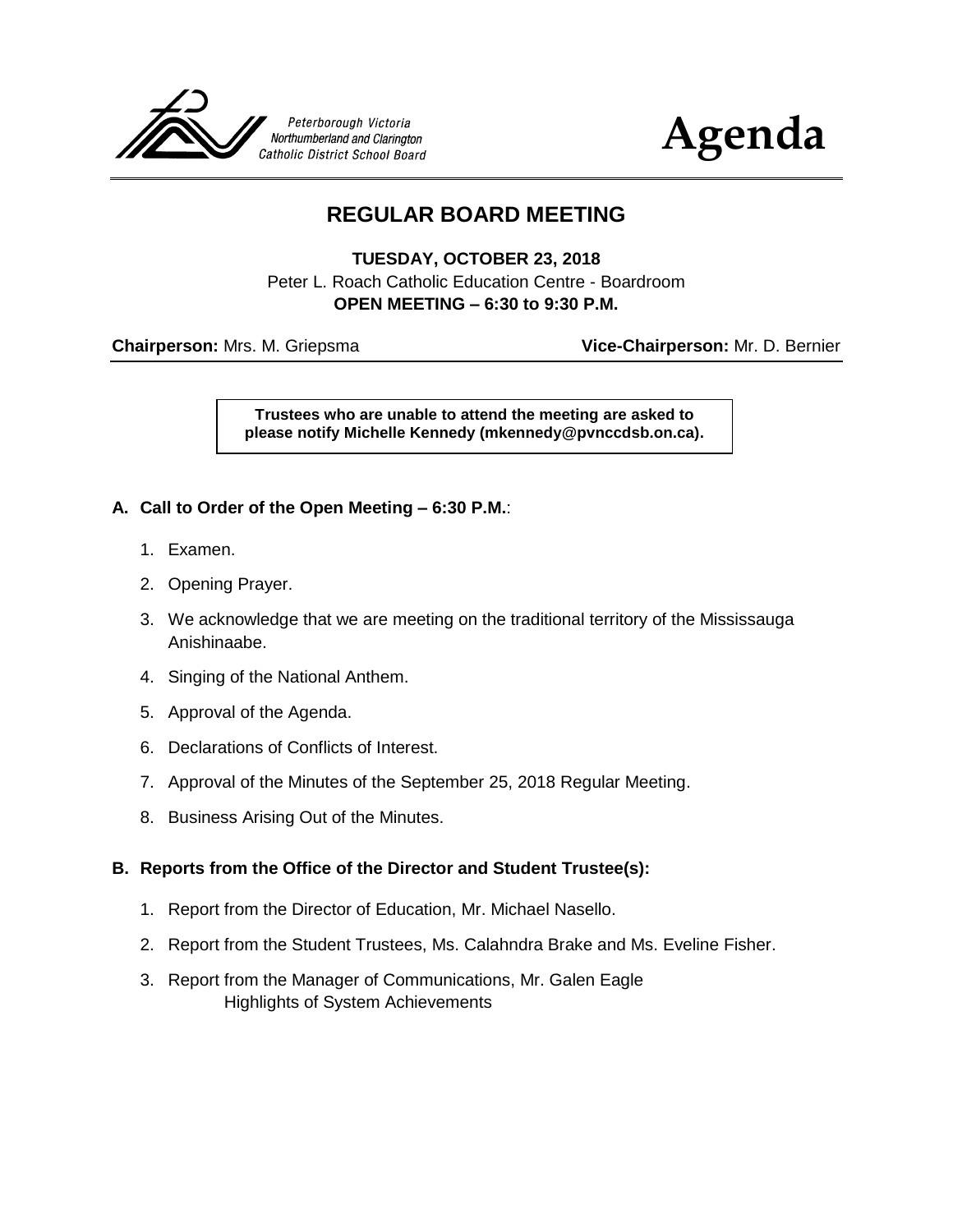Peterborough Victoria
Northumberland and Clarington
Catholic District School Board

# Agenda

## REGULAR BOARD MEETING

**TUESDAY, OCTOBER 23, 2018**
Peter L. Roach Catholic Education Centre - Boardroom
**OPEN MEETING – 6:30 to 9:30 P.M.**

**Chairperson:** Mrs. M. Griepsma **Vice-Chairperson:** Mr. D. Bernier

**Trustees who are unable to attend the meeting are asked to please notify Michelle Kennedy (mkennedy@pvnccdsb.on.ca).**

### A. Call to Order of the Open Meeting – 6:30 P.M.:

1. Examen.
2. Opening Prayer.
3. We acknowledge that we are meeting on the traditional territory of the Mississauga Anishinaabe.
4. Singing of the National Anthem.
5. Approval of the Agenda.
6. Declarations of Conflicts of Interest.
7. Approval of the Minutes of the September 25, 2018 Regular Meeting.
8. Business Arising Out of the Minutes.

### B. Reports from the Office of the Director and Student Trustee(s):

1. Report from the Director of Education, Mr. Michael Nasello.
2. Report from the Student Trustees, Ms. Calahndra Brake and Ms. Eveline Fisher.
3. Report from the Manager of Communications, Mr. Galen Eagle
   Highlights of System Achievements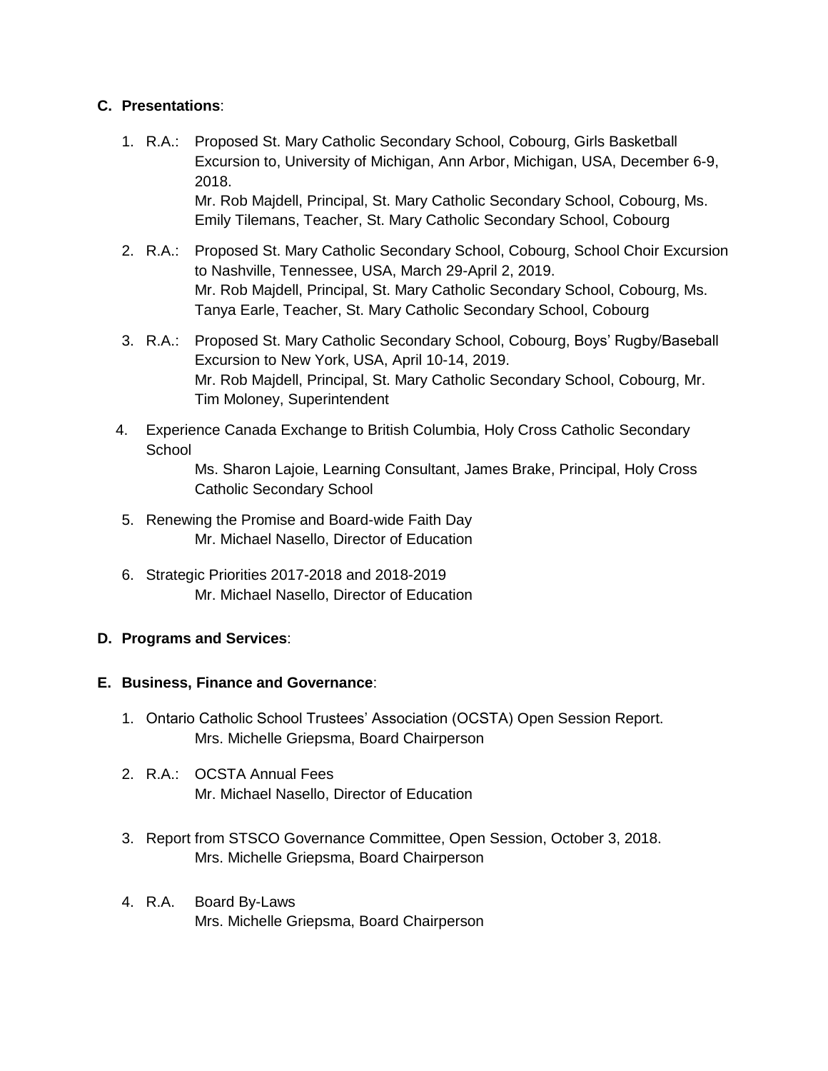**C. Presentations**:

1. R.A.: Proposed St. Mary Catholic Secondary School, Cobourg, Girls Basketball Excursion to, University of Michigan, Ann Arbor, Michigan, USA, December 6-9, 2018.
   Mr. Rob Majdell, Principal, St. Mary Catholic Secondary School, Cobourg, Ms. Emily Tilemans, Teacher, St. Mary Catholic Secondary School, Cobourg

2. R.A.: Proposed St. Mary Catholic Secondary School, Cobourg, School Choir Excursion to Nashville, Tennessee, USA, March 29-April 2, 2019.
   Mr. Rob Majdell, Principal, St. Mary Catholic Secondary School, Cobourg, Ms. Tanya Earle, Teacher, St. Mary Catholic Secondary School, Cobourg

3. R.A.: Proposed St. Mary Catholic Secondary School, Cobourg, Boys' Rugby/Baseball Excursion to New York, USA, April 10-14, 2019.
   Mr. Rob Majdell, Principal, St. Mary Catholic Secondary School, Cobourg, Mr. Tim Moloney, Superintendent

4. Experience Canada Exchange to British Columbia, Holy Cross Catholic Secondary School
   Ms. Sharon Lajoie, Learning Consultant, James Brake, Principal, Holy Cross Catholic Secondary School

5. Renewing the Promise and Board-wide Faith Day
   Mr. Michael Nasello, Director of Education

6. Strategic Priorities 2017-2018 and 2018-2019
   Mr. Michael Nasello, Director of Education

**D. Programs and Services**:

**E. Business, Finance and Governance**:

1. Ontario Catholic School Trustees' Association (OCSTA) Open Session Report.
   Mrs. Michelle Griepsma, Board Chairperson

2. R.A.: OCSTA Annual Fees
   Mr. Michael Nasello, Director of Education

3. Report from STSCO Governance Committee, Open Session, October 3, 2018.
   Mrs. Michelle Griepsma, Board Chairperson

4. R.A. Board By-Laws
   Mrs. Michelle Griepsma, Board Chairperson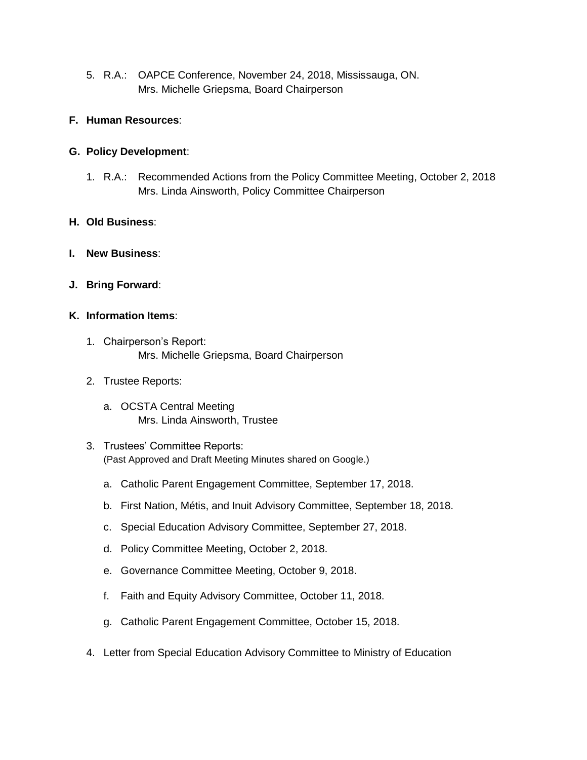5. R.A.: OAPCE Conference, November 24, 2018, Mississauga, ON.
   Mrs. Michelle Griepsma, Board Chairperson

**F. Human Resources**:

**G. Policy Development**:

1. R.A.: Recommended Actions from the Policy Committee Meeting, October 2, 2018
   Mrs. Linda Ainsworth, Policy Committee Chairperson

**H. Old Business**:

**I. New Business**:

**J. Bring Forward**:

**K. Information Items**:

1. Chairperson's Report:
   Mrs. Michelle Griepsma, Board Chairperson

2. Trustee Reports:

   a. OCSTA Central Meeting
      Mrs. Linda Ainsworth, Trustee

3. Trustees' Committee Reports:
   (Past Approved and Draft Meeting Minutes shared on Google.)

   a. Catholic Parent Engagement Committee, September 17, 2018.

   b. First Nation, Métis, and Inuit Advisory Committee, September 18, 2018.

   c. Special Education Advisory Committee, September 27, 2018.

   d. Policy Committee Meeting, October 2, 2018.

   e. Governance Committee Meeting, October 9, 2018.

   f. Faith and Equity Advisory Committee, October 11, 2018.

   g. Catholic Parent Engagement Committee, October 15, 2018.

4. Letter from Special Education Advisory Committee to Ministry of Education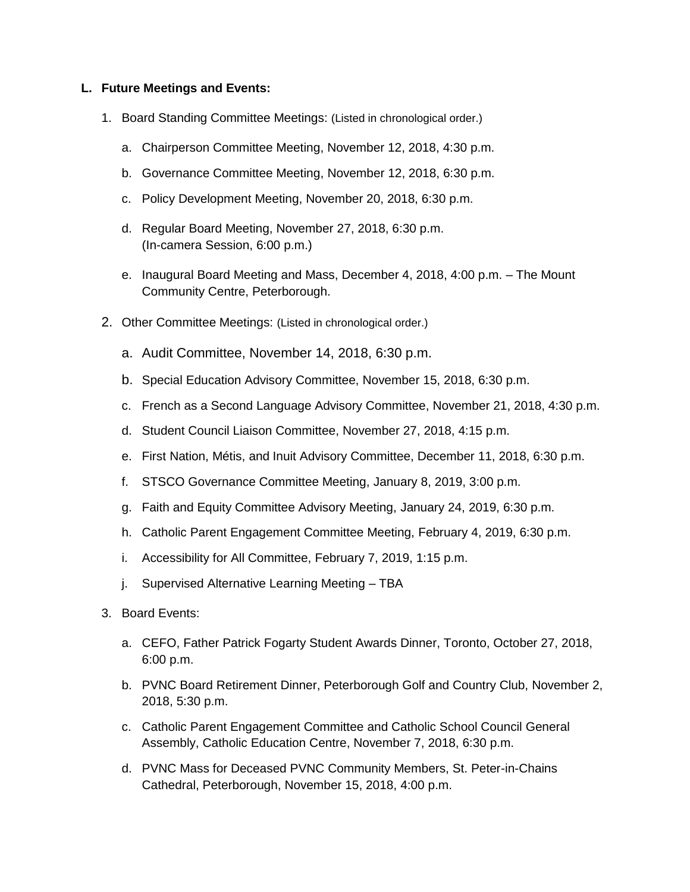**L. Future Meetings and Events:**

1. Board Standing Committee Meetings: (Listed in chronological order.)

   a. Chairperson Committee Meeting, November 12, 2018, 4:30 p.m.

   b. Governance Committee Meeting, November 12, 2018, 6:30 p.m.

   c. Policy Development Meeting, November 20, 2018, 6:30 p.m.

   d. Regular Board Meeting, November 27, 2018, 6:30 p.m.
      (In-camera Session, 6:00 p.m.)

   e. Inaugural Board Meeting and Mass, December 4, 2018, 4:00 p.m. – The Mount Community Centre, Peterborough.

2. Other Committee Meetings: (Listed in chronological order.)

   a. Audit Committee, November 14, 2018, 6:30 p.m.

   b. Special Education Advisory Committee, November 15, 2018, 6:30 p.m.

   c. French as a Second Language Advisory Committee, November 21, 2018, 4:30 p.m.

   d. Student Council Liaison Committee, November 27, 2018, 4:15 p.m.

   e. First Nation, Métis, and Inuit Advisory Committee, December 11, 2018, 6:30 p.m.

   f. STSCO Governance Committee Meeting, January 8, 2019, 3:00 p.m.

   g. Faith and Equity Committee Advisory Meeting, January 24, 2019, 6:30 p.m.

   h. Catholic Parent Engagement Committee Meeting, February 4, 2019, 6:30 p.m.

   i. Accessibility for All Committee, February 7, 2019, 1:15 p.m.

   j. Supervised Alternative Learning Meeting – TBA

3. Board Events:

   a. CEFO, Father Patrick Fogarty Student Awards Dinner, Toronto, October 27, 2018, 6:00 p.m.

   b. PVNC Board Retirement Dinner, Peterborough Golf and Country Club, November 2, 2018, 5:30 p.m.

   c. Catholic Parent Engagement Committee and Catholic School Council General Assembly, Catholic Education Centre, November 7, 2018, 6:30 p.m.

   d. PVNC Mass for Deceased PVNC Community Members, St. Peter-in-Chains Cathedral, Peterborough, November 15, 2018, 4:00 p.m.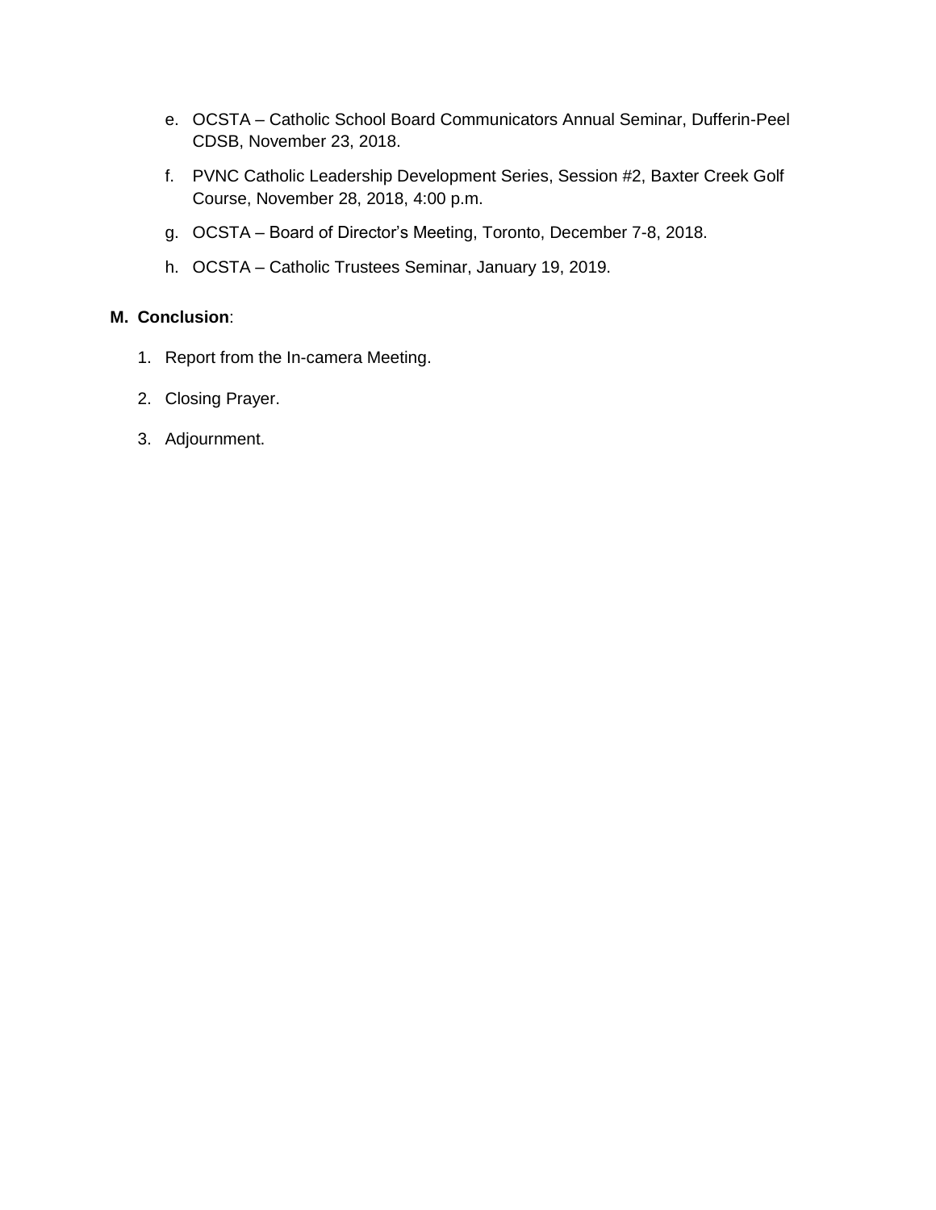e. OCSTA – Catholic School Board Communicators Annual Seminar, Dufferin-Peel CDSB, November 23, 2018.

f. PVNC Catholic Leadership Development Series, Session #2, Baxter Creek Golf Course, November 28, 2018, 4:00 p.m.

g. OCSTA – Board of Director's Meeting, Toronto, December 7-8, 2018.

h. OCSTA – Catholic Trustees Seminar, January 19, 2019.

**M. Conclusion**:

1. Report from the In-camera Meeting.
2. Closing Prayer.
3. Adjournment.